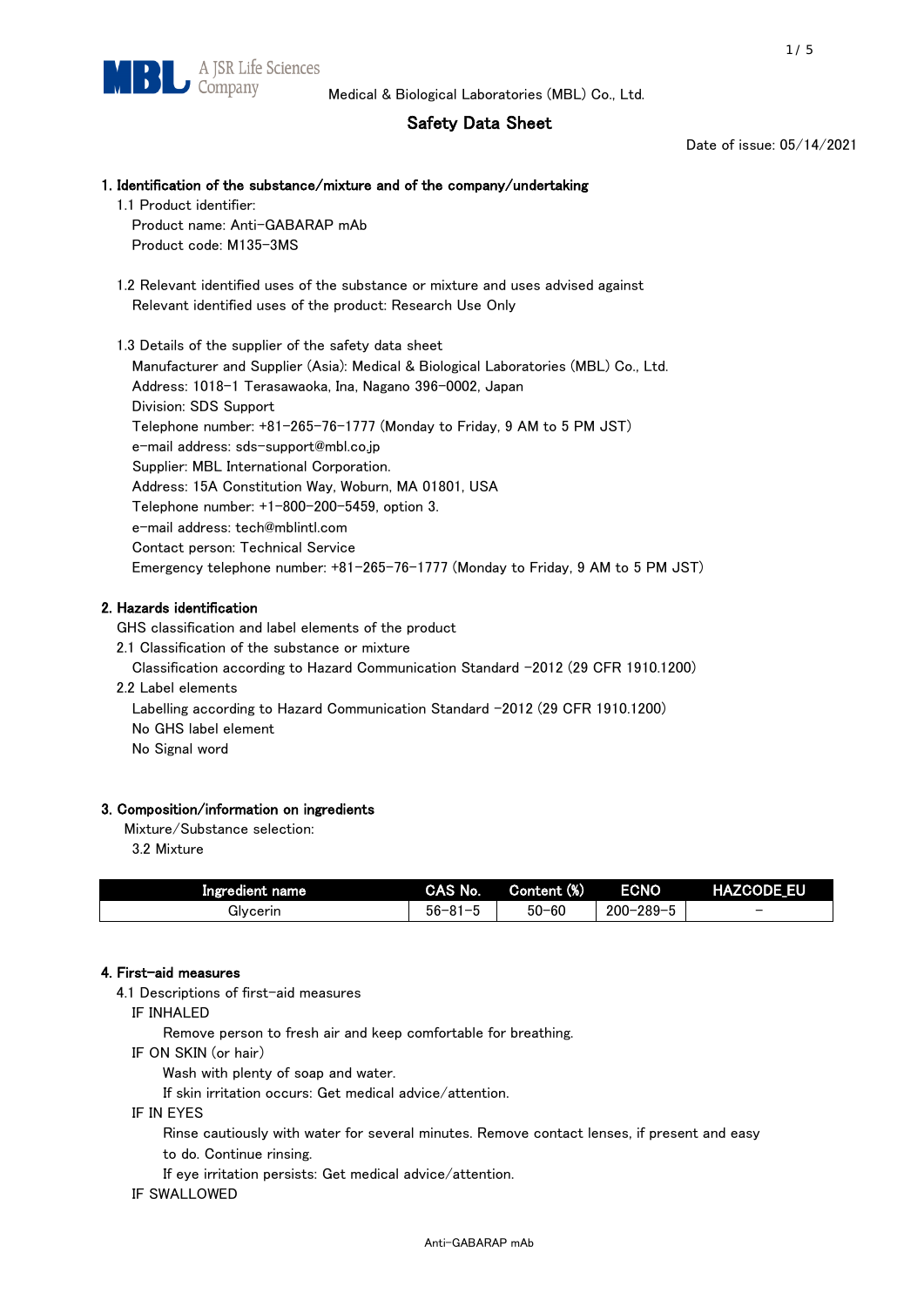Medical & Biological Laboratories (MBL) Co., Ltd.

# Safety Data Sheet

Date of issue: 05/14/2021

## 1. Identification of the substance/mixture and of the company/undertaking

1.1 Product identifier:

Product name: Anti-GABARAP mAb

Product code: M135-3MS

1.2 Relevant identified uses of the substance or mixture and uses advised against

Relevant identified uses of the product: Research Use Only

1.3 Details of the supplier of the safety data sheet

Manufacturer and Supplier (Asia): Medical & Biological Laboratories (MBL) Co., Ltd.

Address: 1018-1 Terasawaoka, Ina, Nagano 396-0002, Japan

Division: SDS Support

Telephone number: +81-265-76-1777 (Monday to Friday, 9 AM to 5 PM JST)

e-mail address: sds-support@mbl.co.jp

Supplier: MBL International Corporation.

Address: 15A Constitution Way, Woburn, MA 01801, USA

Telephone number: +1-800-200-5459, option 3.

e-mail address: tech@mblintl.com

Contact person: Technical Service

Emergency telephone number: +81-265-76-1777 (Monday to Friday, 9 AM to 5 PM JST)

## 2. Hazards identification

GHS classification and label elements of the product

2.1 Classification of the substance or mixture

Classification according to Hazard Communication Standard -2012 (29 CFR 1910.1200)

2.2 Label elements

Labelling according to Hazard Communication Standard -2012 (29 CFR 1910.1200)

No GHS label element

No Signal word

## 3. Composition/information on ingredients

Mixture/Substance selection:

3.2 Mixture

| Ingredient name | CAS No. | Content (%) | ECNO | HAZCODE_EU |
|---|---|---|---|---|
| Glycerin | 56-81-5 | 50-60 | 200-289-5 | - |

## 4. First-aid measures

4.1 Descriptions of first-aid measures

IF INHALED

Remove person to fresh air and keep comfortable for breathing.

IF ON SKIN (or hair)

Wash with plenty of soap and water.

If skin irritation occurs: Get medical advice/attention.

IF IN EYES

Rinse cautiously with water for several minutes. Remove contact lenses, if present and easy to do. Continue rinsing.

If eye irritation persists: Get medical advice/attention.

IF SWALLOWED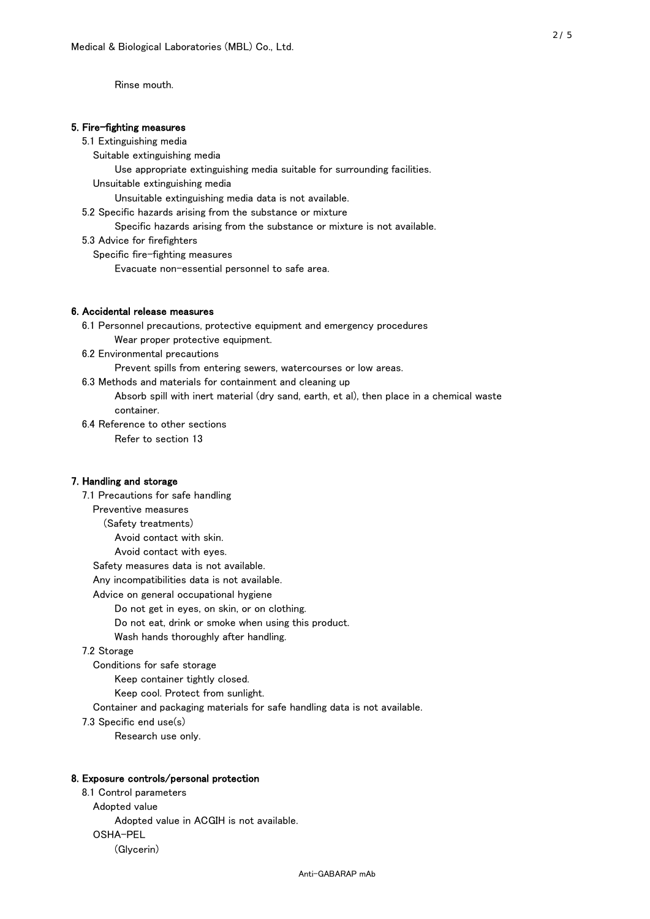Rinse mouth.

## 5. Fire-fighting measures

5.1 Extinguishing media

Suitable extinguishing media

Use appropriate extinguishing media suitable for surrounding facilities.

Unsuitable extinguishing media

Unsuitable extinguishing media data is not available.

5.2 Specific hazards arising from the substance or mixture

Specific hazards arising from the substance or mixture is not available.

5.3 Advice for firefighters

Specific fire-fighting measures

Evacuate non-essential personnel to safe area.

## 6. Accidental release measures

6.1 Personnel precautions, protective equipment and emergency procedures

Wear proper protective equipment.

6.2 Environmental precautions

Prevent spills from entering sewers, watercourses or low areas.

6.3 Methods and materials for containment and cleaning up

Absorb spill with inert material (dry sand, earth, et al), then place in a chemical waste container.

6.4 Reference to other sections

Refer to section 13

## 7. Handling and storage

7.1 Precautions for safe handling

Preventive measures

(Safety treatments)

Avoid contact with skin.

Avoid contact with eyes.

Safety measures data is not available.

Any incompatibilities data is not available.

Advice on general occupational hygiene

Do not get in eyes, on skin, or on clothing.

Do not eat, drink or smoke when using this product.

Wash hands thoroughly after handling.

7.2 Storage

Conditions for safe storage

Keep container tightly closed.

Keep cool. Protect from sunlight.

Container and packaging materials for safe handling data is not available.

7.3 Specific end use(s)

Research use only.

## 8. Exposure controls/personal protection

8.1 Control parameters

Adopted value

Adopted value in ACGIH is not available.

OSHA-PEL

(Glycerin)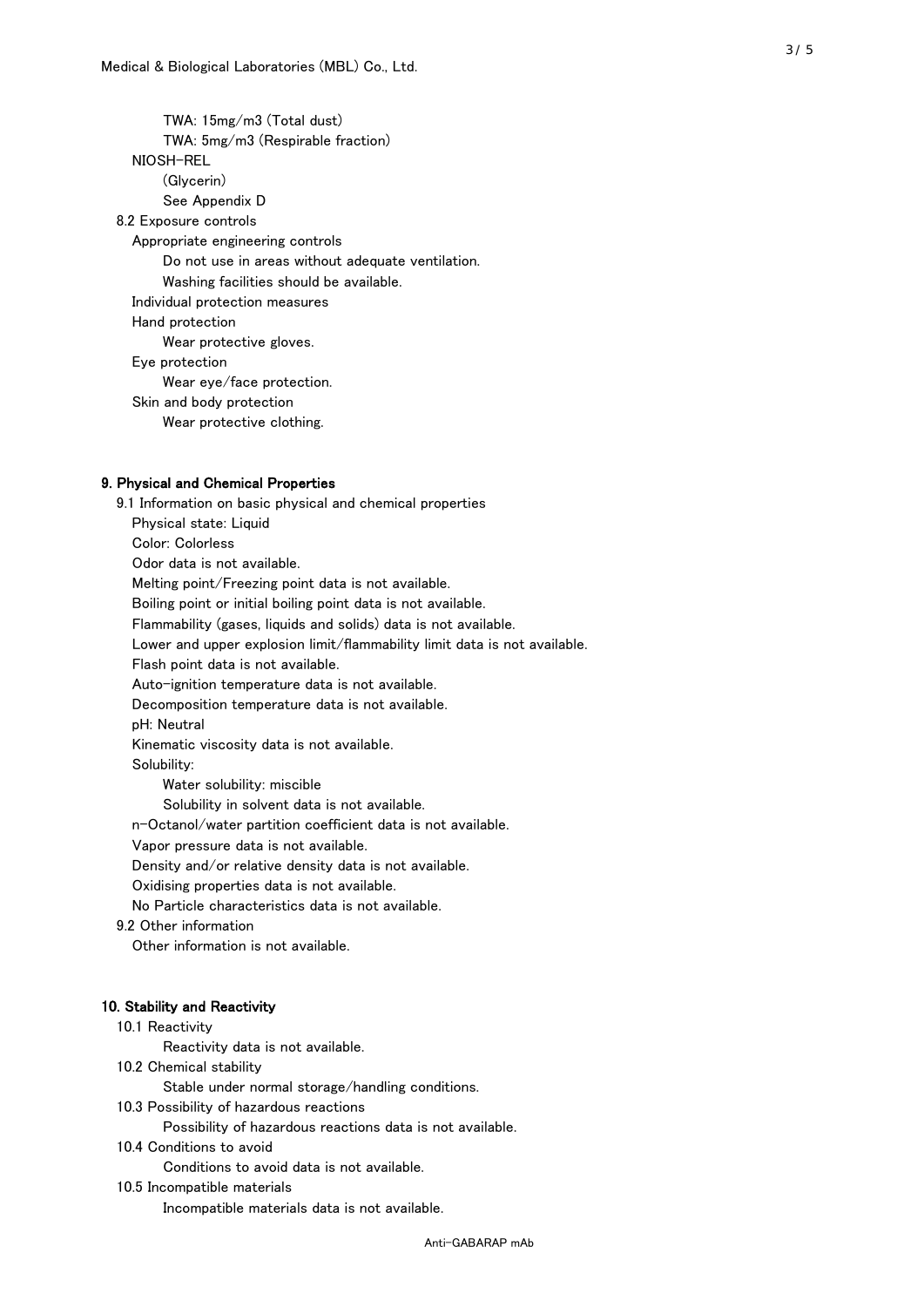TWA: 15mg/m3 (Total dust)
TWA: 5mg/m3 (Respirable fraction)

NIOSH-REL
(Glycerin)
See Appendix D

8.2 Exposure controls

Appropriate engineering controls
Do not use in areas without adequate ventilation.
Washing facilities should be available.

Individual protection measures

Hand protection
Wear protective gloves.

Eye protection
Wear eye/face protection.

Skin and body protection
Wear protective clothing.

## 9. Physical and Chemical Properties

9.1 Information on basic physical and chemical properties

Physical state: Liquid
Color: Colorless
Odor data is not available.
Melting point/Freezing point data is not available.
Boiling point or initial boiling point data is not available.
Flammability (gases, liquids and solids) data is not available.
Lower and upper explosion limit/flammability limit data is not available.
Flash point data is not available.
Auto-ignition temperature data is not available.
Decomposition temperature data is not available.
pH: Neutral
Kinematic viscosity data is not available.
Solubility:
Water solubility: miscible
Solubility in solvent data is not available.
n-Octanol/water partition coefficient data is not available.
Vapor pressure data is not available.
Density and/or relative density data is not available.
Oxidising properties data is not available.
No Particle characteristics data is not available.

9.2 Other information

Other information is not available.

## 10. Stability and Reactivity

10.1 Reactivity
Reactivity data is not available.

10.2 Chemical stability
Stable under normal storage/handling conditions.

10.3 Possibility of hazardous reactions
Possibility of hazardous reactions data is not available.

10.4 Conditions to avoid
Conditions to avoid data is not available.

10.5 Incompatible materials
Incompatible materials data is not available.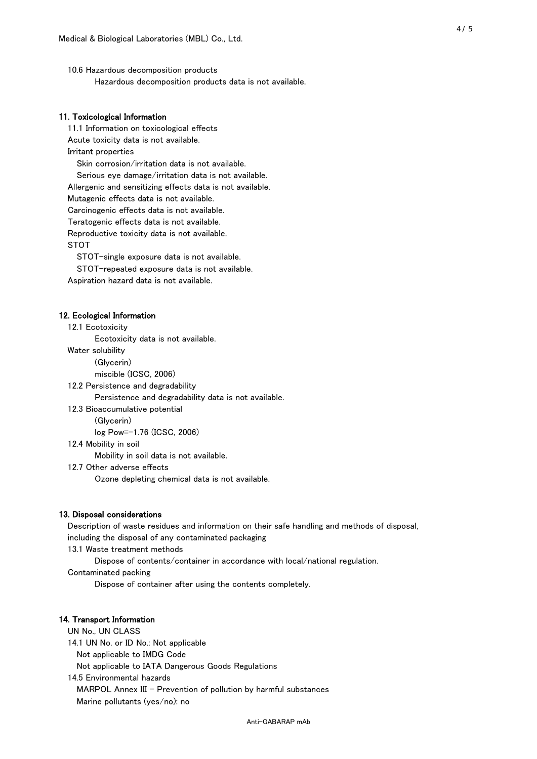10.6 Hazardous decomposition products

Hazardous decomposition products data is not available.

## 11. Toxicological Information

11.1 Information on toxicological effects

Acute toxicity data is not available.

Irritant properties

Skin corrosion/irritation data is not available.

Serious eye damage/irritation data is not available.

Allergenic and sensitizing effects data is not available.

Mutagenic effects data is not available.

Carcinogenic effects data is not available.

Teratogenic effects data is not available.

Reproductive toxicity data is not available.

STOT

STOT-single exposure data is not available.

STOT-repeated exposure data is not available.

Aspiration hazard data is not available.

## 12. Ecological Information

12.1 Ecotoxicity

Ecotoxicity data is not available.

Water solubility

(Glycerin)

miscible (ICSC, 2006)

12.2 Persistence and degradability

Persistence and degradability data is not available.

12.3 Bioaccumulative potential

(Glycerin)

log Pow=-1.76 (ICSC, 2006)

12.4 Mobility in soil

Mobility in soil data is not available.

12.7 Other adverse effects

Ozone depleting chemical data is not available.

## 13. Disposal considerations

Description of waste residues and information on their safe handling and methods of disposal, including the disposal of any contaminated packaging

13.1 Waste treatment methods

Dispose of contents/container in accordance with local/national regulation.

Contaminated packing

Dispose of container after using the contents completely.

## 14. Transport Information

UN No., UN CLASS

14.1 UN No. or ID No.: Not applicable

Not applicable to IMDG Code

Not applicable to IATA Dangerous Goods Regulations

14.5 Environmental hazards

MARPOL Annex III - Prevention of pollution by harmful substances

Marine pollutants (yes/no): no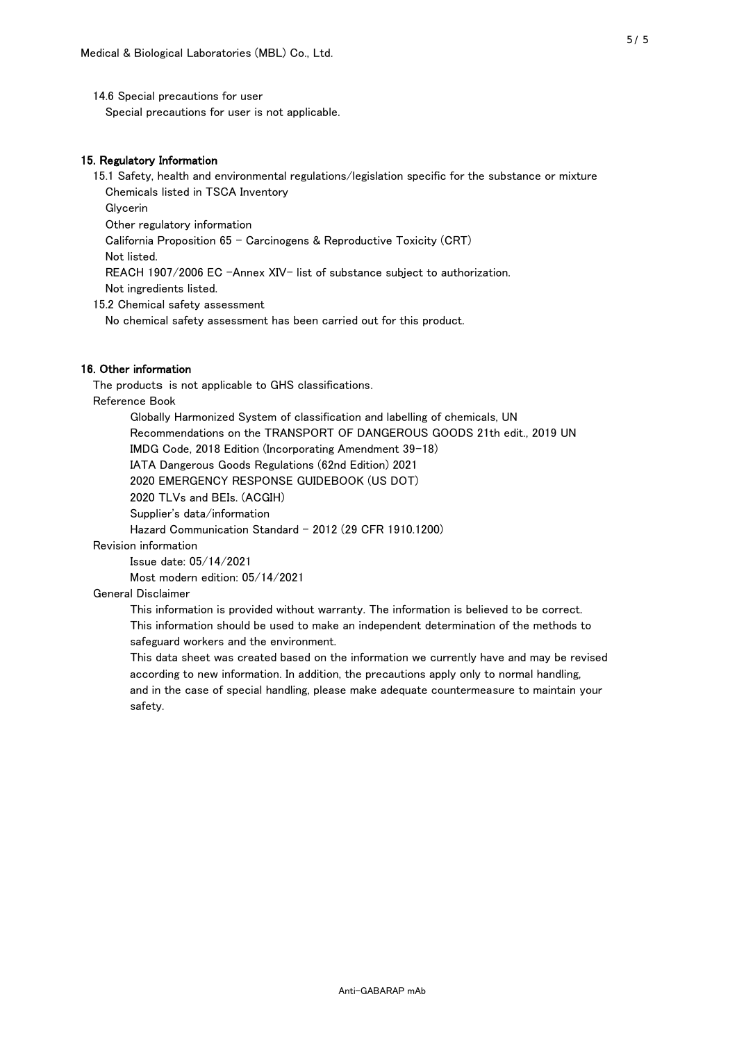14.6 Special precautions for user

Special precautions for user is not applicable.

## 15. Regulatory Information

15.1 Safety, health and environmental regulations/legislation specific for the substance or mixture

Chemicals listed in TSCA Inventory

Glycerin

Other regulatory information

California Proposition 65 - Carcinogens & Reproductive Toxicity (CRT)

Not listed.

REACH 1907/2006 EC -Annex XIV- list of substance subject to authorization.

Not ingredients listed.

15.2 Chemical safety assessment

No chemical safety assessment has been carried out for this product.

## 16. Other information

The products is not applicable to GHS classifications.

Reference Book

Globally Harmonized System of classification and labelling of chemicals, UN
Recommendations on the TRANSPORT OF DANGEROUS GOODS 21th edit., 2019 UN
IMDG Code, 2018 Edition (Incorporating Amendment 39-18)
IATA Dangerous Goods Regulations (62nd Edition) 2021
2020 EMERGENCY RESPONSE GUIDEBOOK (US DOT)
2020 TLVs and BEIs. (ACGIH)
Supplier's data/information
Hazard Communication Standard - 2012 (29 CFR 1910.1200)

Revision information

Issue date: 05/14/2021
Most modern edition: 05/14/2021

General Disclaimer

This information is provided without warranty. The information is believed to be correct. This information should be used to make an independent determination of the methods to safeguard workers and the environment.

This data sheet was created based on the information we currently have and may be revised according to new information. In addition, the precautions apply only to normal handling, and in the case of special handling, please make adequate countermeasure to maintain your safety.